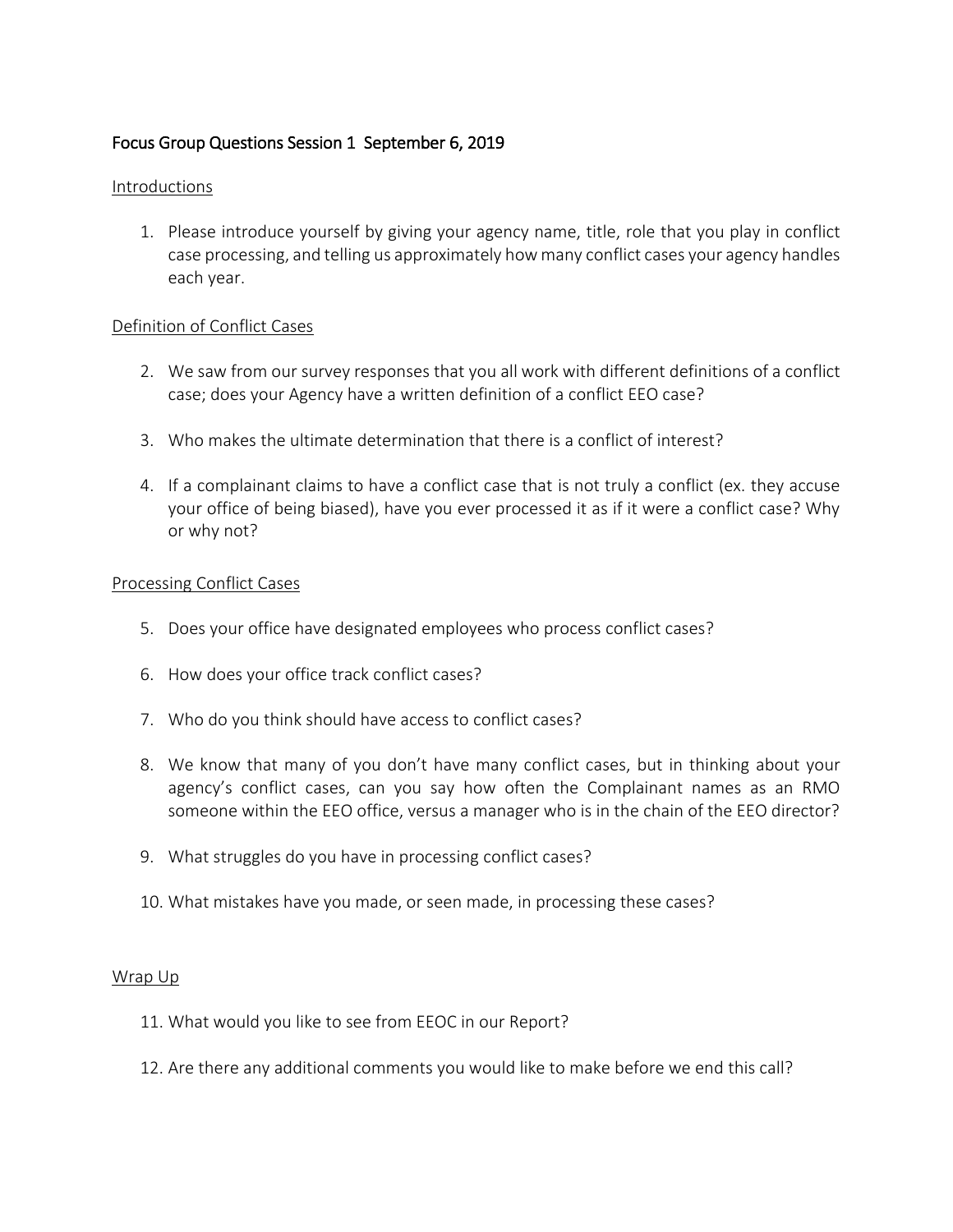# Focus Group Questions Session 1 September 6, 2019

## Introductions

1. Please introduce yourself by giving your agency name, title, role that you play in conflict case processing, and telling us approximately how many conflict cases your agency handles each year.

## Definition of Conflict Cases

2. We saw from our survey responses that you all work with different definitions of a conflict case; does your Agency have a written definition of a conflict EEO case?

3. Who makes the ultimate determination that there is a conflict of interest?

4. If a complainant claims to have a conflict case that is not truly a conflict (ex. they accuse your office of being biased), have you ever processed it as if it were a conflict case? Why or why not?

## Processing Conflict Cases

5. Does your office have designated employees who process conflict cases?

6. How does your office track conflict cases?

7. Who do you think should have access to conflict cases?

8. We know that many of you don't have many conflict cases, but in thinking about your agency's conflict cases, can you say how often the Complainant names as an RMO someone within the EEO office, versus a manager who is in the chain of the EEO director?

9. What struggles do you have in processing conflict cases?

10. What mistakes have you made, or seen made, in processing these cases?

## Wrap Up

11. What would you like to see from EEOC in our Report?

12. Are there any additional comments you would like to make before we end this call?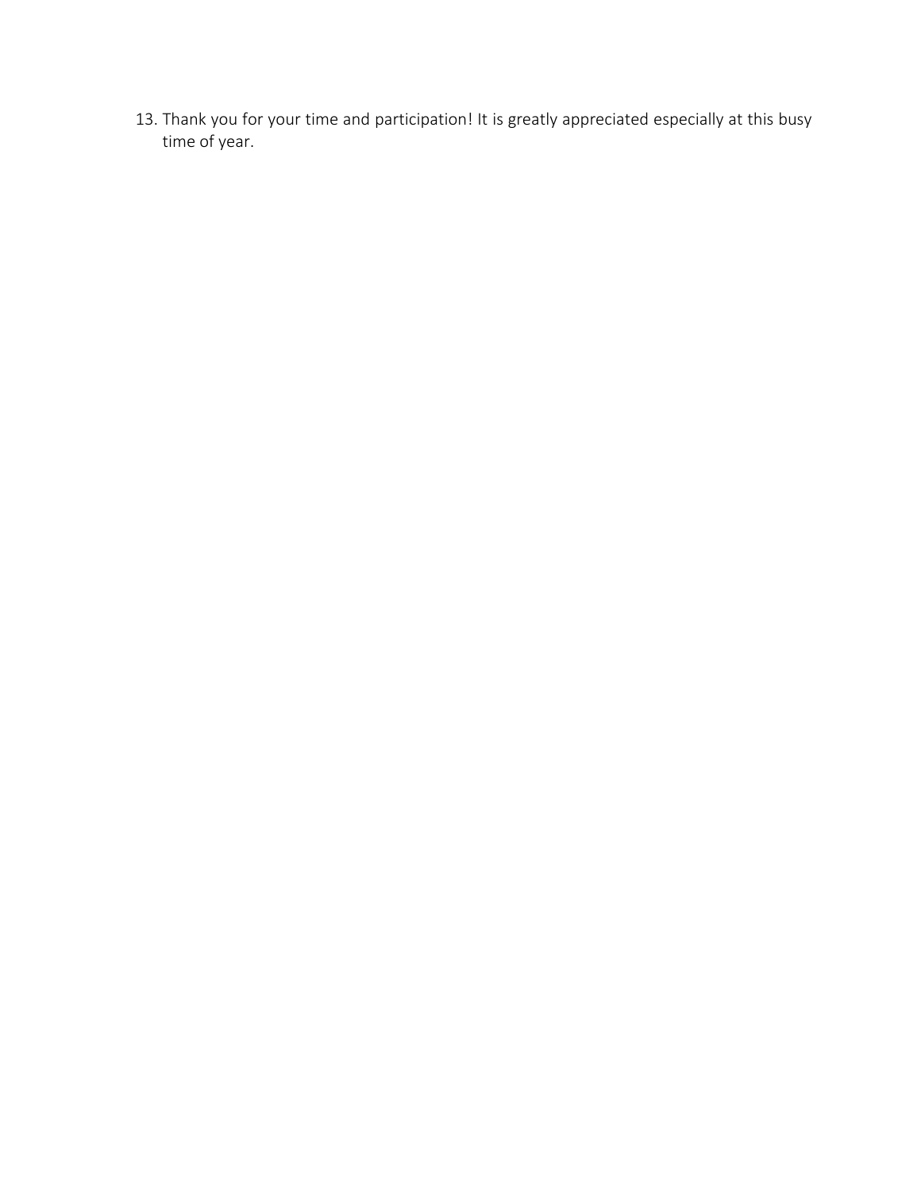13. Thank you for your time and participation! It is greatly appreciated especially at this busy time of year.